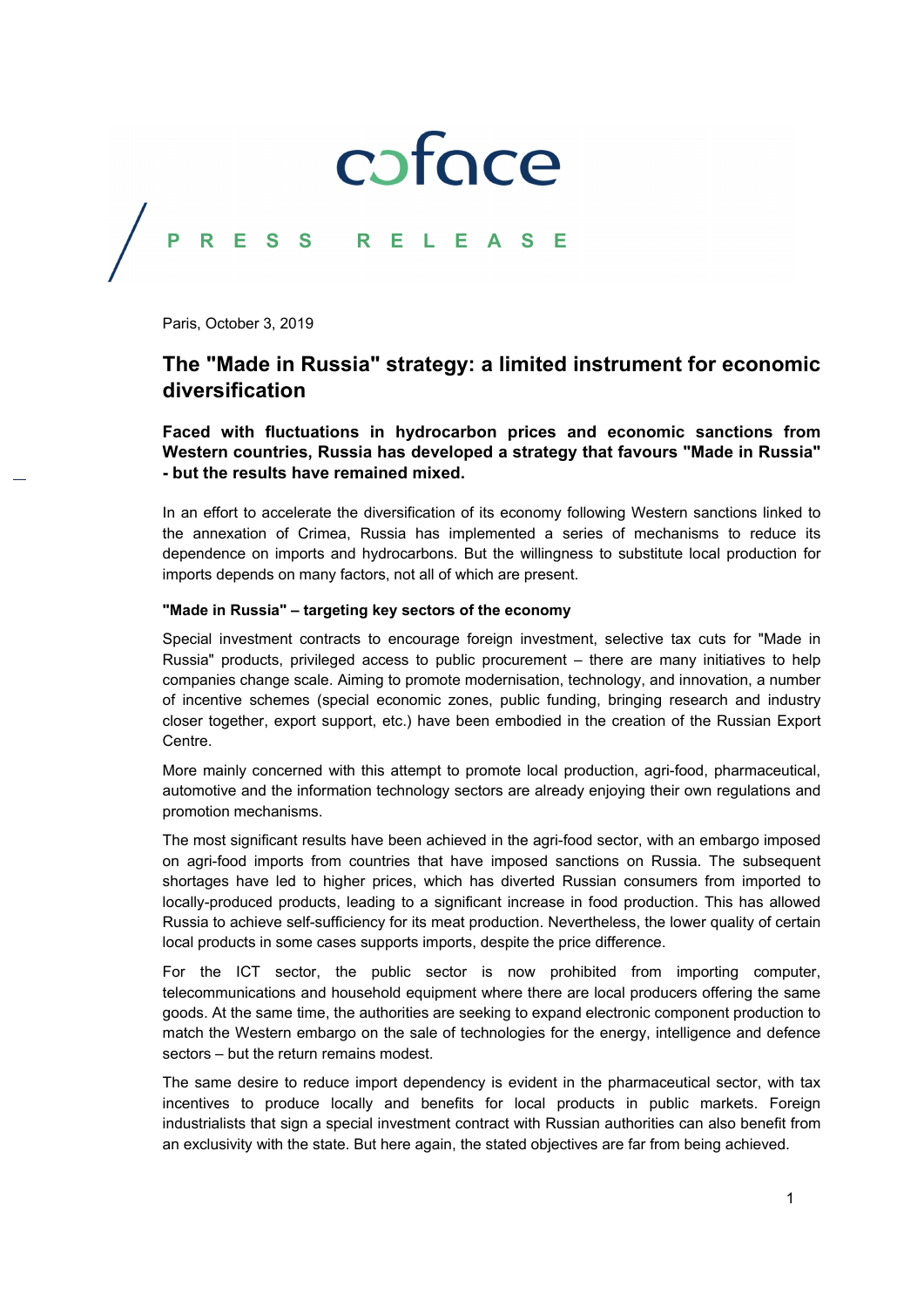coface

PRESS RELEASE

Paris, October 3, 2019

# The "Made in Russia" strategy: a limited instrument for economic diversification

**Faced with fluctuations in hydrocarbon prices and economic sanctions from Western countries, Russia has developed a strategy that favours "Made in Russia" - but the results have remained mixed.**

In an effort to accelerate the diversification of its economy following Western sanctions linked to the annexation of Crimea, Russia has implemented a series of mechanisms to reduce its dependence on imports and hydrocarbons. But the willingness to substitute local production for imports depends on many factors, not all of which are present.

### "Made in Russia" – targeting key sectors of the economy

Special investment contracts to encourage foreign investment, selective tax cuts for "Made in Russia" products, privileged access to public procurement – there are many initiatives to help companies change scale. Aiming to promote modernisation, technology, and innovation, a number of incentive schemes (special economic zones, public funding, bringing research and industry closer together, export support, etc.) have been embodied in the creation of the Russian Export Centre.

More mainly concerned with this attempt to promote local production, agri-food, pharmaceutical, automotive and the information technology sectors are already enjoying their own regulations and promotion mechanisms.

The most significant results have been achieved in the agri-food sector, with an embargo imposed on agri-food imports from countries that have imposed sanctions on Russia. The subsequent shortages have led to higher prices, which has diverted Russian consumers from imported to locally-produced products, leading to a significant increase in food production. This has allowed Russia to achieve self-sufficiency for its meat production. Nevertheless, the lower quality of certain local products in some cases supports imports, despite the price difference.

For the ICT sector, the public sector is now prohibited from importing computer, telecommunications and household equipment where there are local producers offering the same goods. At the same time, the authorities are seeking to expand electronic component production to match the Western embargo on the sale of technologies for the energy, intelligence and defence sectors – but the return remains modest.

The same desire to reduce import dependency is evident in the pharmaceutical sector, with tax incentives to produce locally and benefits for local products in public markets. Foreign industrialists that sign a special investment contract with Russian authorities can also benefit from an exclusivity with the state. But here again, the stated objectives are far from being achieved.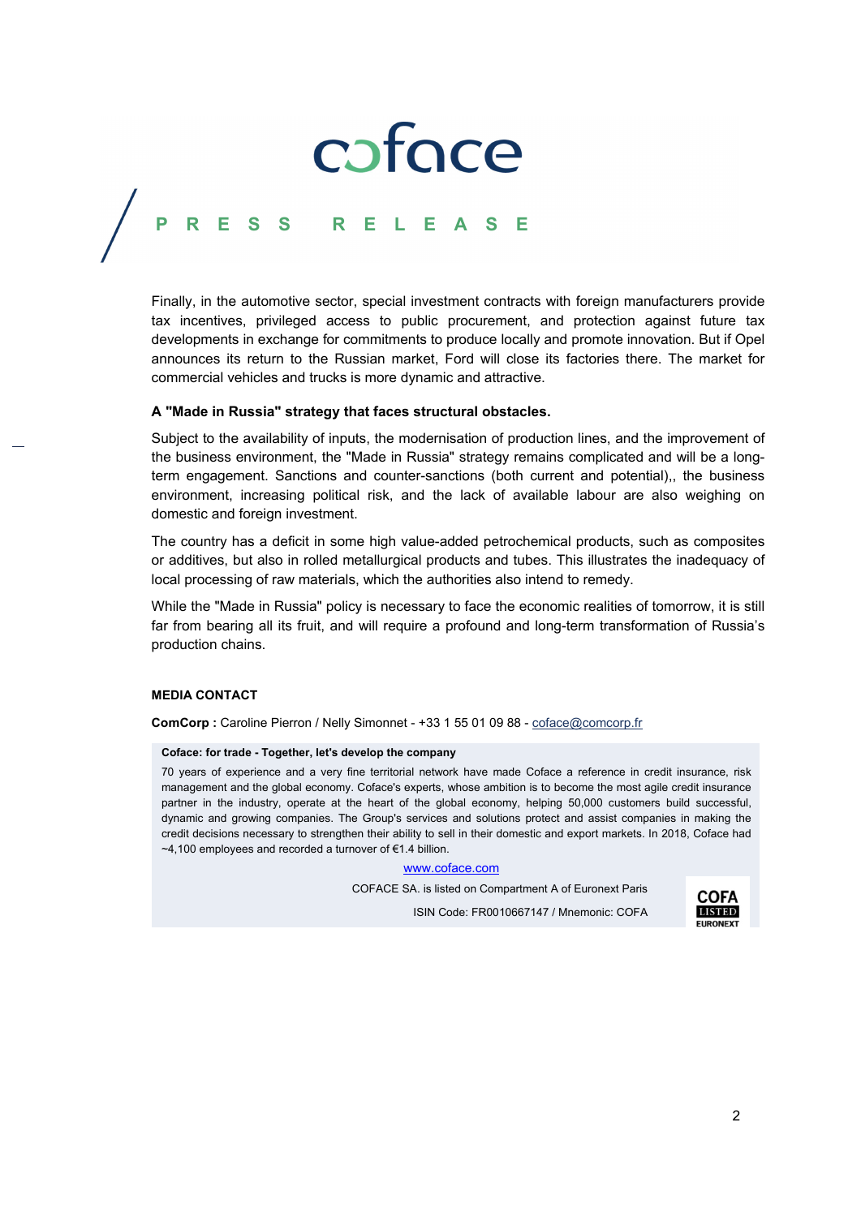Finally, in the automotive sector, special investment contracts with foreign manufacturers provide tax incentives, privileged access to public procurement, and protection against future tax developments in exchange for commitments to produce locally and promote innovation. But if Opel announces its return to the Russian market, Ford will close its factories there. The market for commercial vehicles and trucks is more dynamic and attractive.

**A "Made in Russia" strategy that faces structural obstacles.**

Subject to the availability of inputs, the modernisation of production lines, and the improvement of the business environment, the "Made in Russia" strategy remains complicated and will be a long-term engagement. Sanctions and counter-sanctions (both current and potential),, the business environment, increasing political risk, and the lack of available labour are also weighing on domestic and foreign investment.

The country has a deficit in some high value-added petrochemical products, such as composites or additives, but also in rolled metallurgical products and tubes. This illustrates the inadequacy of local processing of raw materials, which the authorities also intend to remedy.

While the "Made in Russia" policy is necessary to face the economic realities of tomorrow, it is still far from bearing all its fruit, and will require a profound and long-term transformation of Russia's production chains.

**MEDIA CONTACT**

**ComCorp :** Caroline Pierron / Nelly Simonnet - +33 1 55 01 09 88 - coface@comcorp.fr

**Coface: for trade - Together, let's develop the company**

70 years of experience and a very fine territorial network have made Coface a reference in credit insurance, risk management and the global economy. Coface's experts, whose ambition is to become the most agile credit insurance partner in the industry, operate at the heart of the global economy, helping 50,000 customers build successful, dynamic and growing companies. The Group's services and solutions protect and assist companies in making the credit decisions necessary to strengthen their ability to sell in their domestic and export markets. In 2018, Coface had ~4,100 employees and recorded a turnover of €1.4 billion.

www.coface.com

COFACE SA. is listed on Compartment A of Euronext Paris

ISIN Code: FR0010667147 / Mnemonic: COFA

COFA LISTED EURONEXT